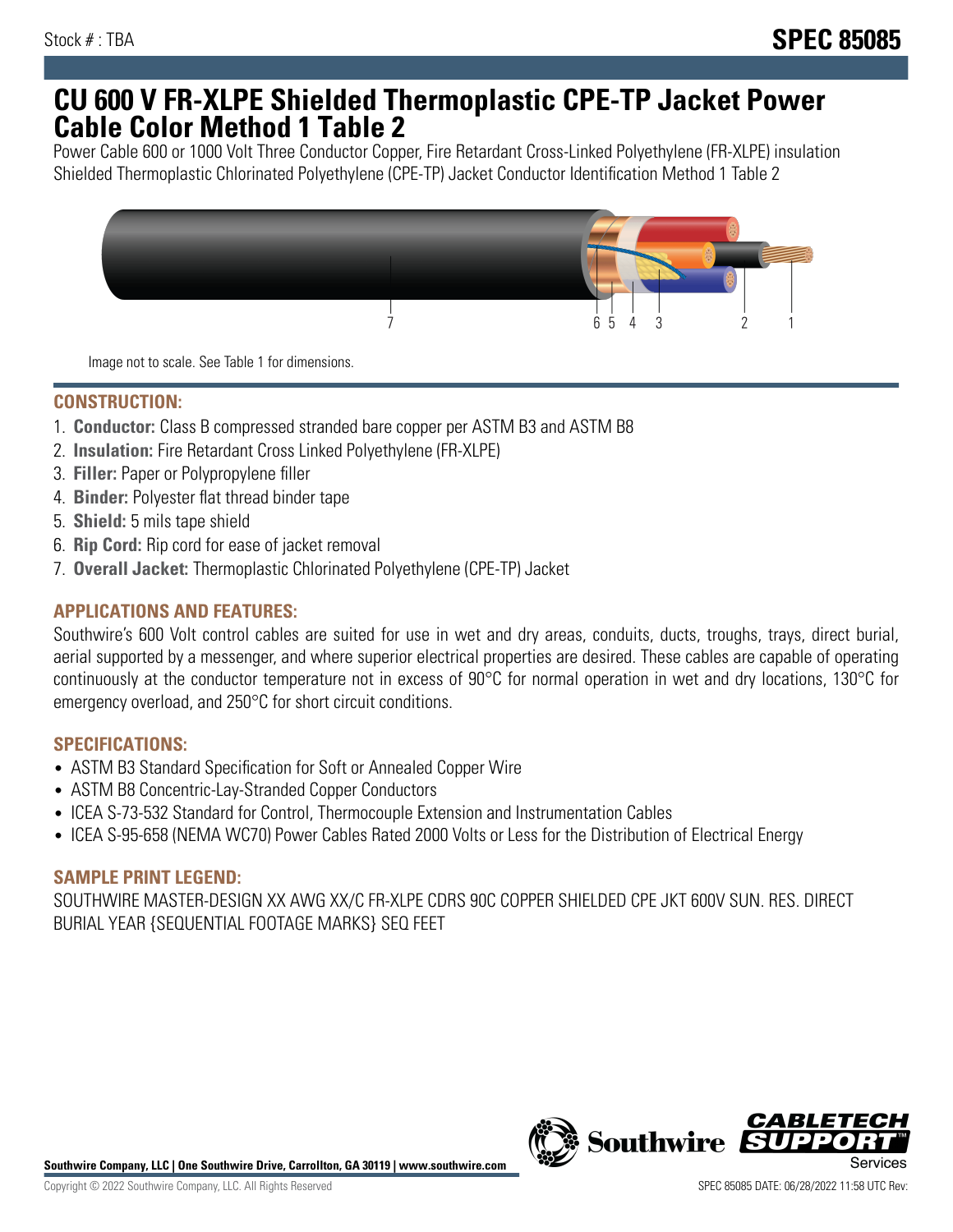Stock # : TBA

**SPEC 85085**

# CU 600 V FR-XLPE Shielded Thermoplastic CPE-TP Jacket Power Cable Color Method 1 Table 2

Power Cable 600 or 1000 Volt Three Conductor Copper, Fire Retardant Cross-Linked Polyethylene (FR-XLPE) insulation Shielded Thermoplastic Chlorinated Polyethylene (CPE-TP) Jacket Conductor Identification Method 1 Table 2

Image not to scale. See Table 1 for dimensions.

## CONSTRUCTION:

1. **Conductor:** Class B compressed stranded bare copper per ASTM B3 and ASTM B8
2. **Insulation:** Fire Retardant Cross Linked Polyethylene (FR-XLPE)
3. **Filler:** Paper or Polypropylene filler
4. **Binder:** Polyester flat thread binder tape
5. **Shield:** 5 mils tape shield
6. **Rip Cord:** Rip cord for ease of jacket removal
7. **Overall Jacket:** Thermoplastic Chlorinated Polyethylene (CPE-TP) Jacket

## APPLICATIONS AND FEATURES:

Southwire's 600 Volt control cables are suited for use in wet and dry areas, conduits, ducts, troughs, trays, direct burial, aerial supported by a messenger, and where superior electrical properties are desired. These cables are capable of operating continuously at the conductor temperature not in excess of 90°C for normal operation in wet and dry locations, 130°C for emergency overload, and 250°C for short circuit conditions.

## SPECIFICATIONS:

- ASTM B3 Standard Specification for Soft or Annealed Copper Wire
- ASTM B8 Concentric-Lay-Stranded Copper Conductors
- ICEA S-73-532 Standard for Control, Thermocouple Extension and Instrumentation Cables
- ICEA S-95-658 (NEMA WC70) Power Cables Rated 2000 Volts or Less for the Distribution of Electrical Energy

## SAMPLE PRINT LEGEND:

SOUTHWIRE MASTER-DESIGN XX AWG XX/C FR-XLPE CDRS 90C COPPER SHIELDED CPE JKT 600V SUN. RES. DIRECT BURIAL YEAR {SEQUENTIAL FOOTAGE MARKS} SEQ FEET

**Southwire Company, LLC | One Southwire Drive, Carrollton, GA 30119 | www.southwire.com**

Copyright © 2022 Southwire Company, LLC. All Rights Reserved

SPEC 85085 DATE: 06/28/2022 11:58 UTC Rev: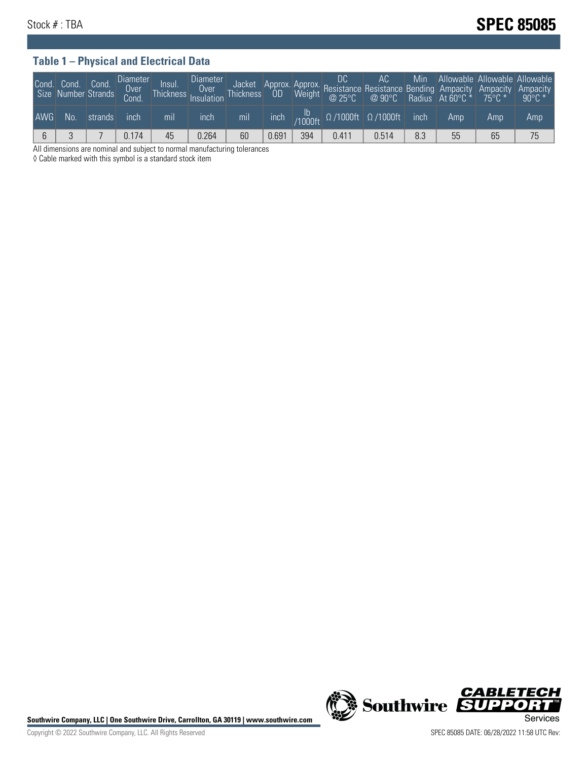### Table 1 – Physical and Electrical Data

| Cond. Size | Cond. Number | Cond. Strands | Diameter Over Cond. | Insul. Thickness | Diameter Over Insulation | Jacket Thickness | Approx. OD | Approx. Weight | DC Resistance @ 25°C | AC Resistance @ 90°C | Min Bending Radius | Allowable Ampacity At 60°C * | Allowable Ampacity 75°C * | Allowable Ampacity 90°C * |
|---|---|---|---|---|---|---|---|---|---|---|---|---|---|---|
| AWG | No. | strands | inch | mil | inch | mil | inch | lb /1000ft | Ω /1000ft | Ω /1000ft | inch | Amp | Amp | Amp |
| 6 | 3 | 7 | 0.174 | 45 | 0.264 | 60 | 0.691 | 394 | 0.411 | 0.514 | 8.3 | 55 | 65 | 75 |

All dimensions are nominal and subject to normal manufacturing tolerances

◊ Cable marked with this symbol is a standard stock item